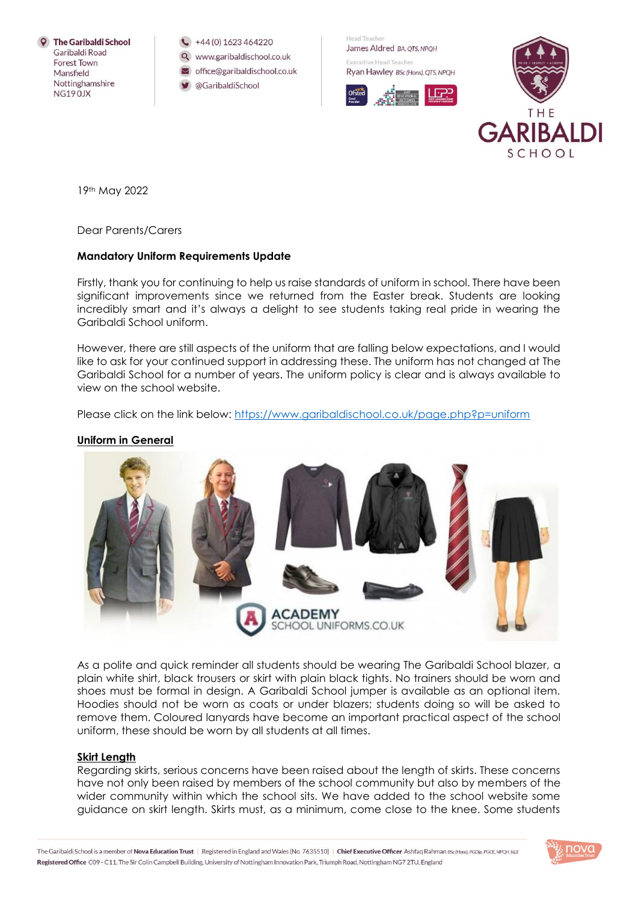The Garibaldi School
Garibaldi Road
Forest Town
Mansfield
Nottinghamshire
NG19 0JX

+44 (0) 1623 464220
www.garibaldischool.co.uk
office@garibaldischool.co.uk
@GaribaldiSchool

Head Teacher
James Aldred BA, QTS, NPQH

Executive Head Teacher
Ryan Hawley BSc (Hons), QTS, NPQH

19th May 2022

Dear Parents/Carers

**Mandatory Uniform Requirements Update**

Firstly, thank you for continuing to help us raise standards of uniform in school. There have been significant improvements since we returned from the Easter break. Students are looking incredibly smart and it's always a delight to see students taking real pride in wearing the Garibaldi School uniform.

However, there are still aspects of the uniform that are falling below expectations, and I would like to ask for your continued support in addressing these. The uniform has not changed at The Garibaldi School for a number of years. The uniform policy is clear and is always available to view on the school website.

Please click on the link below: https://www.garibaldischool.co.uk/page.php?p=uniform

**Uniform in General**

As a polite and quick reminder all students should be wearing The Garibaldi School blazer, a plain white shirt, black trousers or skirt with plain black tights. No trainers should be worn and shoes must be formal in design. A Garibaldi School jumper is available as an optional item. Hoodies should not be worn as coats or under blazers; students doing so will be asked to remove them. Coloured lanyards have become an important practical aspect of the school uniform, these should be worn by all students at all times.

**Skirt Length**

Regarding skirts, serious concerns have been raised about the length of skirts. These concerns have not only been raised by members of the school community but also by members of the wider community within which the school sits. We have added to the school website some guidance on skirt length. Skirts must, as a minimum, come close to the knee. Some students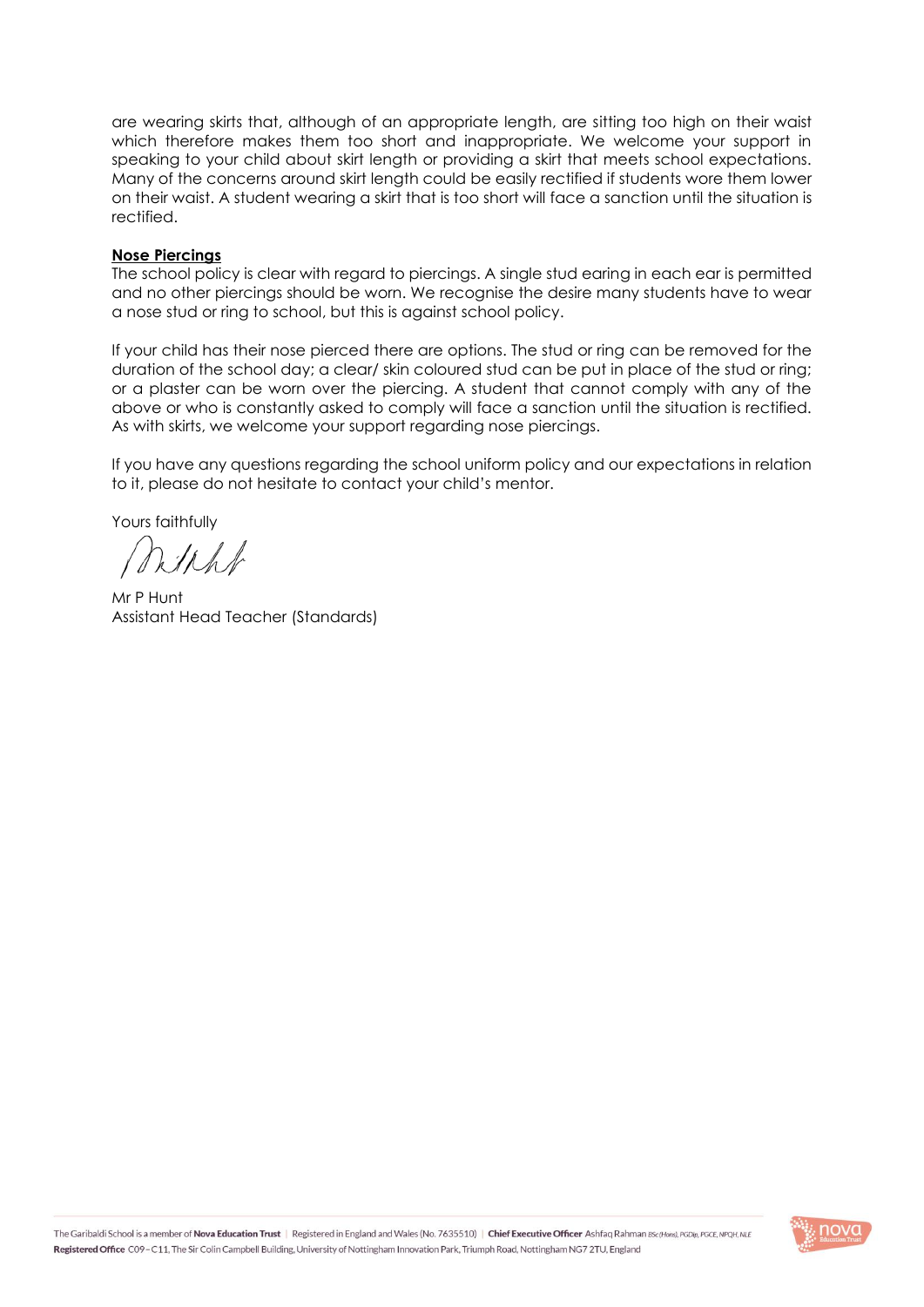are wearing skirts that, although of an appropriate length, are sitting too high on their waist which therefore makes them too short and inappropriate. We welcome your support in speaking to your child about skirt length or providing a skirt that meets school expectations. Many of the concerns around skirt length could be easily rectified if students wore them lower on their waist. A student wearing a skirt that is too short will face a sanction until the situation is rectified.

**Nose Piercings**

The school policy is clear with regard to piercings. A single stud earing in each ear is permitted and no other piercings should be worn. We recognise the desire many students have to wear a nose stud or ring to school, but this is against school policy.

If your child has their nose pierced there are options. The stud or ring can be removed for the duration of the school day; a clear/ skin coloured stud can be put in place of the stud or ring; or a plaster can be worn over the piercing. A student that cannot comply with any of the above or who is constantly asked to comply will face a sanction until the situation is rectified. As with skirts, we welcome your support regarding nose piercings.

If you have any questions regarding the school uniform policy and our expectations in relation to it, please do not hesitate to contact your child's mentor.

Yours faithfully

Mr P Hunt
Assistant Head Teacher (Standards)

The Garibaldi School is a member of **Nova Education Trust** | Registered in England and Wales (No. 7635510) | **Chief Executive Officer** Ashfaq Rahman BSc (Hons), PGDip, PGCE, NPQH, NLE
**Registered Office** C09 – C11, The Sir Colin Campbell Building, University of Nottingham Innovation Park, Triumph Road, Nottingham NG7 2TU, England